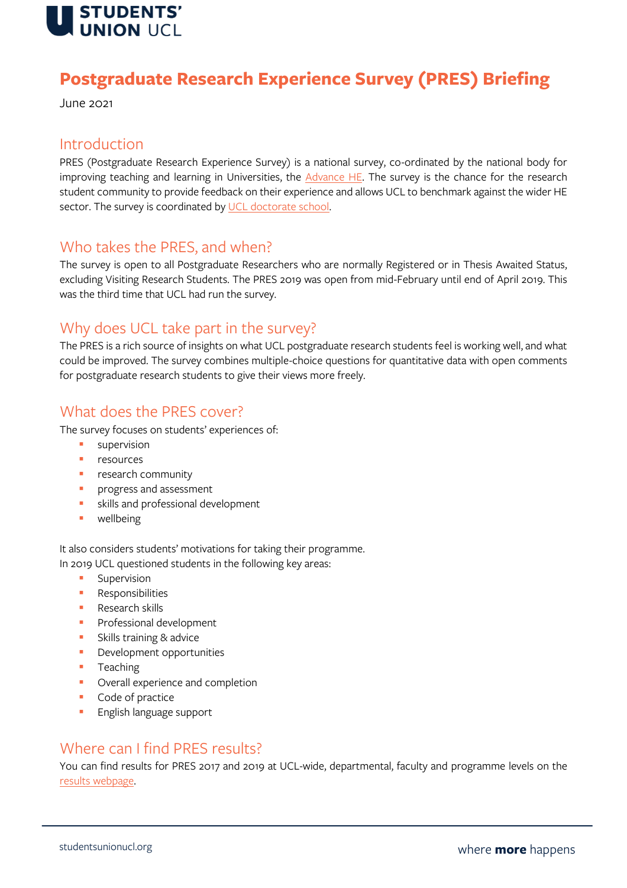# Postgraduate Research Experience Survey (PRES) Briefing

June 2021

## Introduction

PRES (Postgraduate Research Experience Survey) is a national survey, co-ordinated by the national body for improving teaching and learning in Universities, the Advance HE. The survey is the chance for the research student community to provide feedback on their experience and allows UCL to benchmark against the wider HE sector. The survey is coordinated by UCL doctorate school.

## Who takes the PRES, and when?

The survey is open to all Postgraduate Researchers who are normally Registered or in Thesis Awaited Status, excluding Visiting Research Students. The PRES 2019 was open from mid-February until end of April 2019. This was the third time that UCL had run the survey.

## Why does UCL take part in the survey?

The PRES is a rich source of insights on what UCL postgraduate research students feel is working well, and what could be improved. The survey combines multiple-choice questions for quantitative data with open comments for postgraduate research students to give their views more freely.

## What does the PRES cover?

The survey focuses on students' experiences of:

- supervision
- resources
- research community
- progress and assessment
- skills and professional development
- wellbeing

It also considers students' motivations for taking their programme.
In 2019 UCL questioned students in the following key areas:

- Supervision
- Responsibilities
- Research skills
- Professional development
- Skills training & advice
- Development opportunities
- Teaching
- Overall experience and completion
- Code of practice
- English language support

## Where can I find PRES results?

You can find results for PRES 2017 and 2019 at UCL-wide, departmental, faculty and programme levels on the results webpage.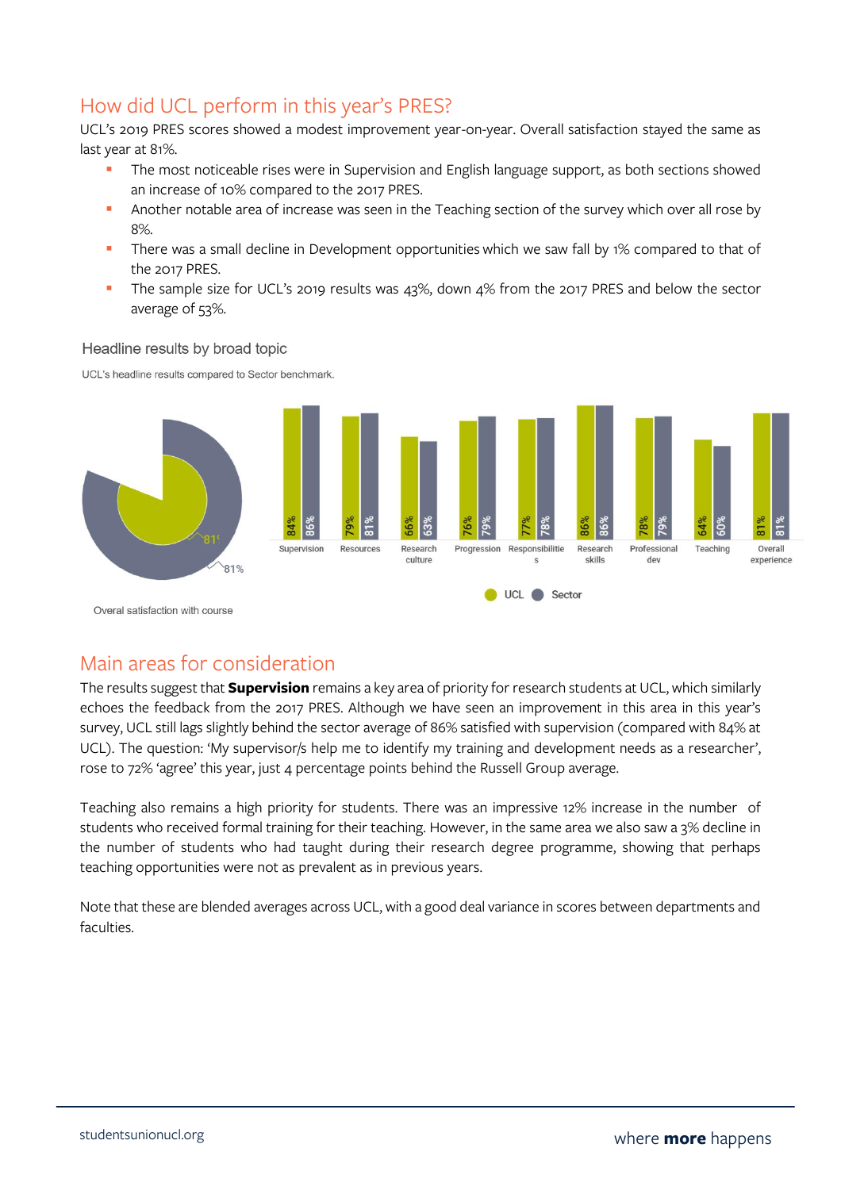## How did UCL perform in this year's PRES?

UCL's 2019 PRES scores showed a modest improvement year-on-year. Overall satisfaction stayed the same as last year at 81%.

- The most noticeable rises were in Supervision and English language support, as both sections showed an increase of 10% compared to the 2017 PRES.
- Another notable area of increase was seen in the Teaching section of the survey which over all rose by 8%.
- There was a small decline in Development opportunities which we saw fall by 1% compared to that of the 2017 PRES.
- The sample size for UCL's 2019 results was 43%, down 4% from the 2017 PRES and below the sector average of 53%.

Headline results by broad topic

UCL's headline results compared to Sector benchmark.

81%
81%

Overal satisfaction with course

Supervision 84% 86%
Resources 79% 81%
Research culture 66% 63%
Progression 76% 79%
Responsibilities 77% 78%
Research skills 86% 86%
Professional dev 78% 79%
Teaching 64% 60%
Overall experience 81% 81%

UCL Sector

## Main areas for consideration

The results suggest that **Supervision** remains a key area of priority for research students at UCL, which similarly echoes the feedback from the 2017 PRES. Although we have seen an improvement in this area in this year's survey, UCL still lags slightly behind the sector average of 86% satisfied with supervision (compared with 84% at UCL). The question: 'My supervisor/s help me to identify my training and development needs as a researcher', rose to 72% 'agree' this year, just 4 percentage points behind the Russell Group average.

Teaching also remains a high priority for students. There was an impressive 12% increase in the number of students who received formal training for their teaching. However, in the same area we also saw a 3% decline in the number of students who had taught during their research degree programme, showing that perhaps teaching opportunities were not as prevalent as in previous years.

Note that these are blended averages across UCL, with a good deal variance in scores between departments and faculties.